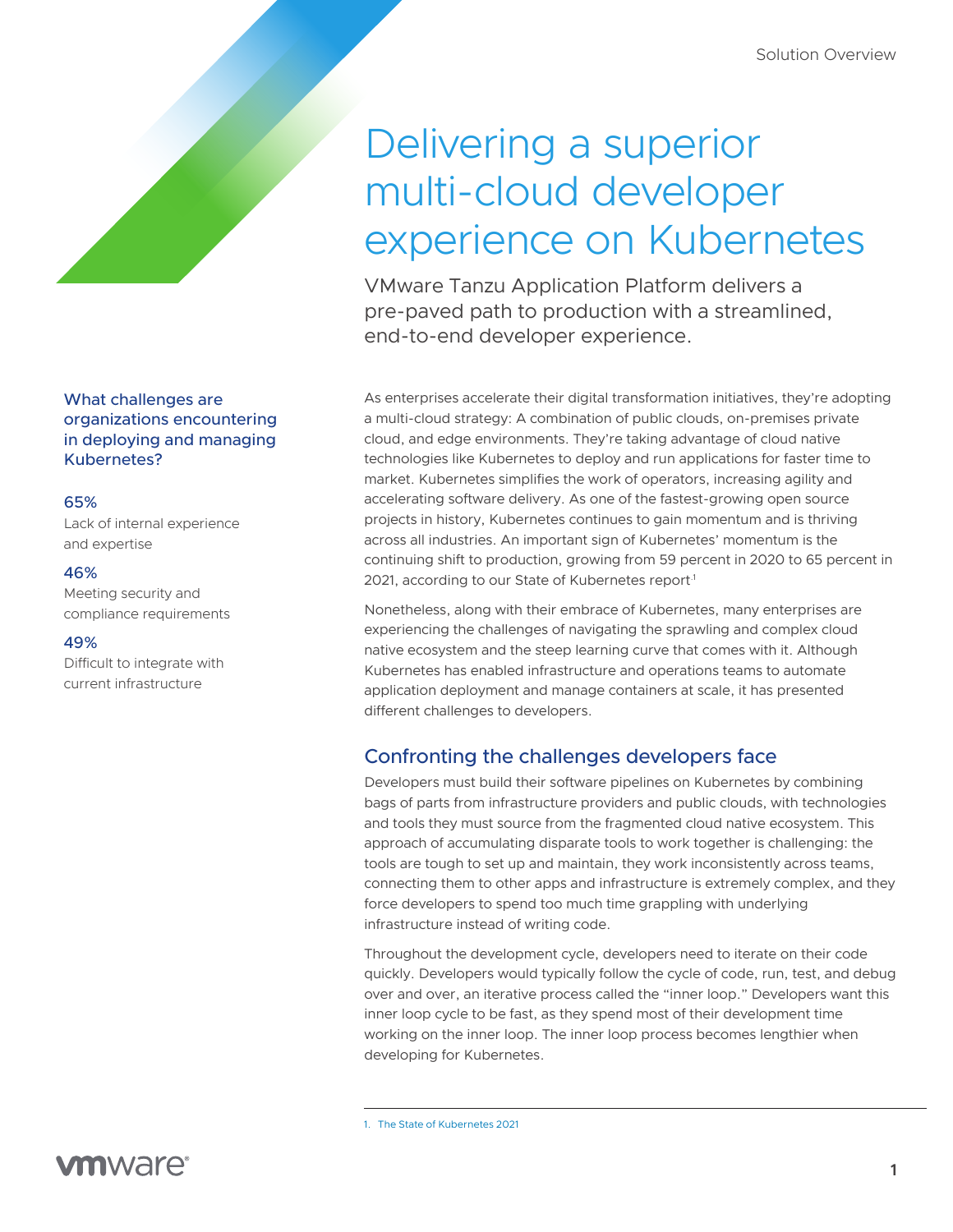Solution Overview

# Delivering a superior multi-cloud developer experience on Kubernetes

VMware Tanzu Application Platform delivers a pre-paved path to production with a streamlined, end-to-end developer experience.

As enterprises accelerate their digital transformation initiatives, they're adopting a multi-cloud strategy: A combination of public clouds, on-premises private cloud, and edge environments. They're taking advantage of cloud native technologies like Kubernetes to deploy and run applications for faster time to market. Kubernetes simplifies the work of operators, increasing agility and accelerating software delivery. As one of the fastest-growing open source projects in history, Kubernetes continues to gain momentum and is thriving across all industries. An important sign of Kubernetes' momentum is the continuing shift to production, growing from 59 percent in 2020 to 65 percent in 2021, according to our State of Kubernetes report.[1]

Nonetheless, along with their embrace of Kubernetes, many enterprises are experiencing the challenges of navigating the sprawling and complex cloud native ecosystem and the steep learning curve that comes with it. Although Kubernetes has enabled infrastructure and operations teams to automate application deployment and manage containers at scale, it has presented different challenges to developers.

### What challenges are organizations encountering in deploying and managing Kubernetes?

**65%**
Lack of internal experience and expertise

**46%**
Meeting security and compliance requirements

**49%**
Difficult to integrate with current infrastructure

## Confronting the challenges developers face

Developers must build their software pipelines on Kubernetes by combining bags of parts from infrastructure providers and public clouds, with technologies and tools they must source from the fragmented cloud native ecosystem. This approach of accumulating disparate tools to work together is challenging: the tools are tough to set up and maintain, they work inconsistently across teams, connecting them to other apps and infrastructure is extremely complex, and they force developers to spend too much time grappling with underlying infrastructure instead of writing code.

Throughout the development cycle, developers need to iterate on their code quickly. Developers would typically follow the cycle of code, run, test, and debug over and over, an iterative process called the "inner loop." Developers want this inner loop cycle to be fast, as they spend most of their development time working on the inner loop. The inner loop process becomes lengthier when developing for Kubernetes.

1. The State of Kubernetes 2021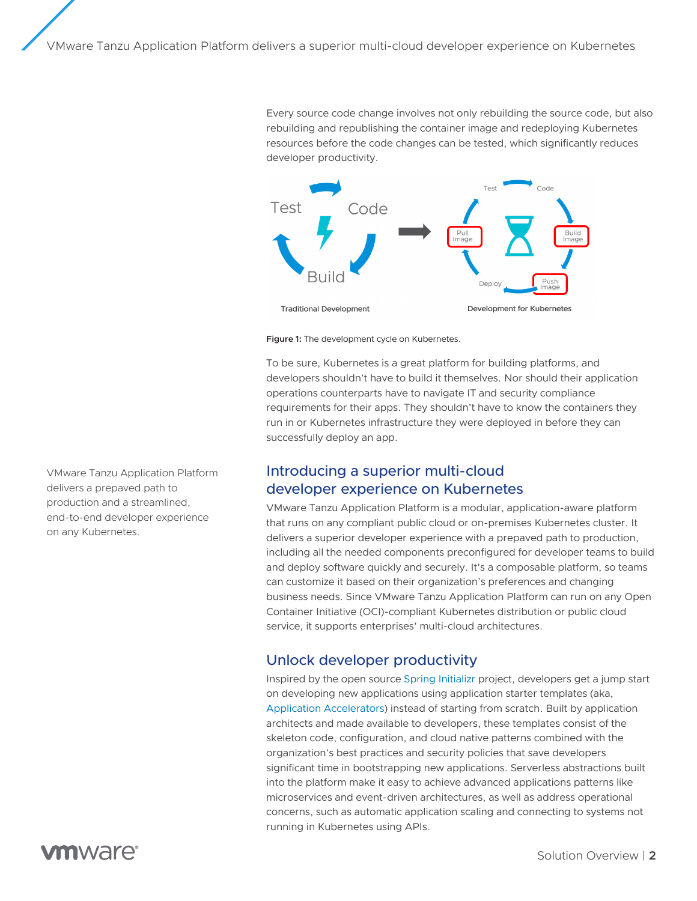Every source code change involves not only rebuilding the source code, but also rebuilding and republishing the container image and redeploying Kubernetes resources before the code changes can be tested, which significantly reduces developer productivity.

**Figure 1:** The development cycle on Kubernetes.

To be sure, Kubernetes is a great platform for building platforms, and developers shouldn't have to build it themselves. Nor should their application operations counterparts have to navigate IT and security compliance requirements for their apps. They shouldn't have to know the containers they run in or Kubernetes infrastructure they were deployed in before they can successfully deploy an app.

VMware Tanzu Application Platform delivers a prepaved path to production and a streamlined, end-to-end developer experience on any Kubernetes.

## Introducing a superior multi-cloud developer experience on Kubernetes

VMware Tanzu Application Platform is a modular, application-aware platform that runs on any compliant public cloud or on-premises Kubernetes cluster. It delivers a superior developer experience with a prepaved path to production, including all the needed components preconfigured for developer teams to build and deploy software quickly and securely. It's a composable platform, so teams can customize it based on their organization's preferences and changing business needs. Since VMware Tanzu Application Platform can run on any Open Container Initiative (OCI)-compliant Kubernetes distribution or public cloud service, it supports enterprises' multi-cloud architectures.

## Unlock developer productivity

Inspired by the open source Spring Initializr project, developers get a jump start on developing new applications using application starter templates (aka, Application Accelerators) instead of starting from scratch. Built by application architects and made available to developers, these templates consist of the skeleton code, configuration, and cloud native patterns combined with the organization's best practices and security policies that save developers significant time in bootstrapping new applications. Serverless abstractions built into the platform make it easy to achieve advanced applications patterns like microservices and event-driven architectures, as well as address operational concerns, such as automatic application scaling and connecting to systems not running in Kubernetes using APIs.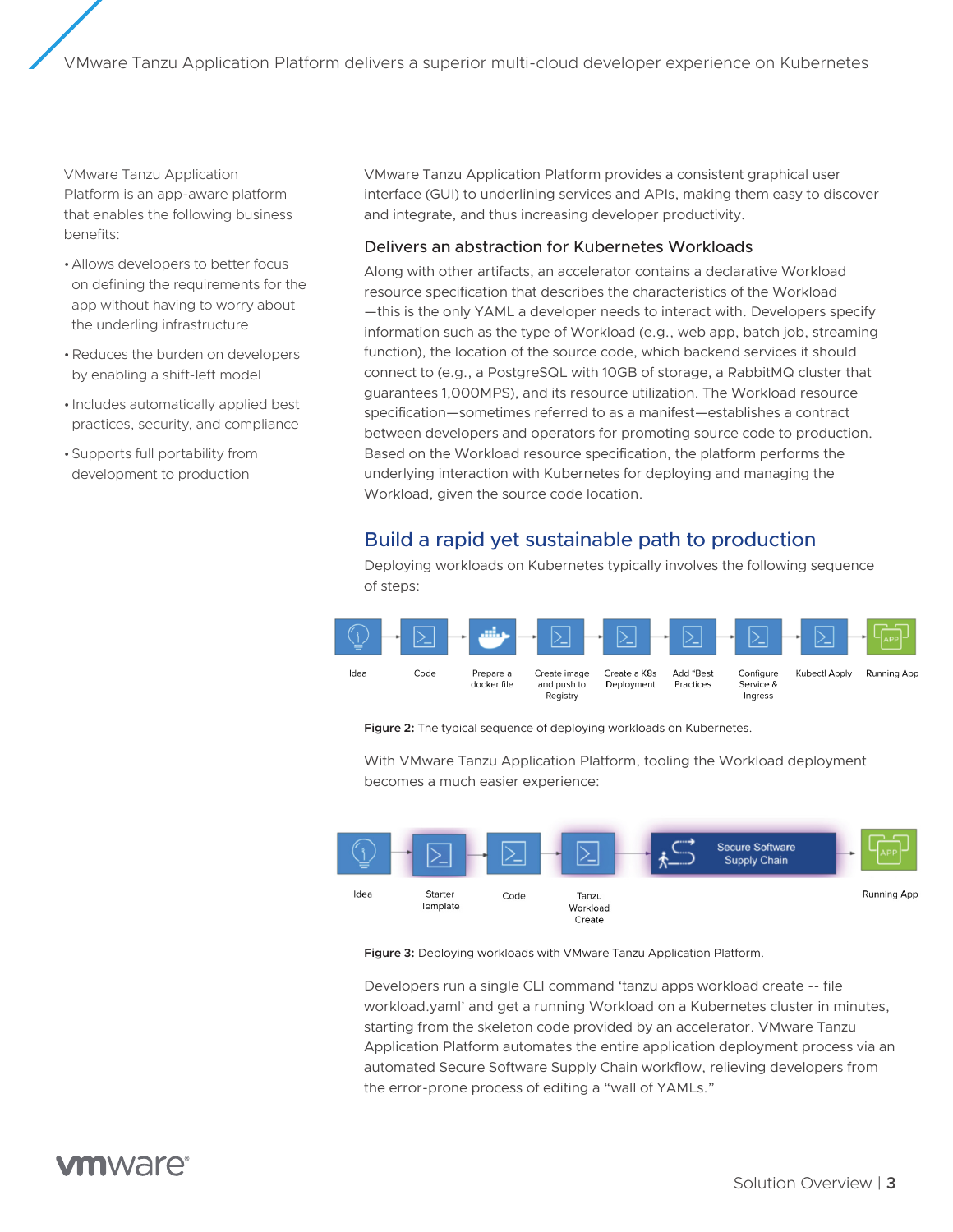VMware Tanzu Application Platform is an app-aware platform that enables the following business benefits:

- Allows developers to better focus on defining the requirements for the app without having to worry about the underling infrastructure
- Reduces the burden on developers by enabling a shift-left model
- Includes automatically applied best practices, security, and compliance
- Supports full portability from development to production

VMware Tanzu Application Platform provides a consistent graphical user interface (GUI) to underlining services and APIs, making them easy to discover and integrate, and thus increasing developer productivity.

### Delivers an abstraction for Kubernetes Workloads

Along with other artifacts, an accelerator contains a declarative Workload resource specification that describes the characteristics of the Workload —this is the only YAML a developer needs to interact with. Developers specify information such as the type of Workload (e.g., web app, batch job, streaming function), the location of the source code, which backend services it should connect to (e.g., a PostgreSQL with 10GB of storage, a RabbitMQ cluster that guarantees 1,000MPS), and its resource utilization. The Workload resource specification—sometimes referred to as a manifest—establishes a contract between developers and operators for promoting source code to production. Based on the Workload resource specification, the platform performs the underlying interaction with Kubernetes for deploying and managing the Workload, given the source code location.

## Build a rapid yet sustainable path to production

Deploying workloads on Kubernetes typically involves the following sequence of steps:

Idea → Code → Prepare a docker file → Create image and push to Registry → Create a K8s Deployment → Add "Best Practices → Configure Service & Ingress → Kubectl Apply → Running App

**Figure 2:** The typical sequence of deploying workloads on Kubernetes.

With VMware Tanzu Application Platform, tooling the Workload deployment becomes a much easier experience:

Idea → Starter Template → Code → Tanzu Workload Create → Secure Software Supply Chain → Running App

**Figure 3:** Deploying workloads with VMware Tanzu Application Platform.

Developers run a single CLI command 'tanzu apps workload create -- file workload.yaml' and get a running Workload on a Kubernetes cluster in minutes, starting from the skeleton code provided by an accelerator. VMware Tanzu Application Platform automates the entire application deployment process via an automated Secure Software Supply Chain workflow, relieving developers from the error-prone process of editing a "wall of YAMLs."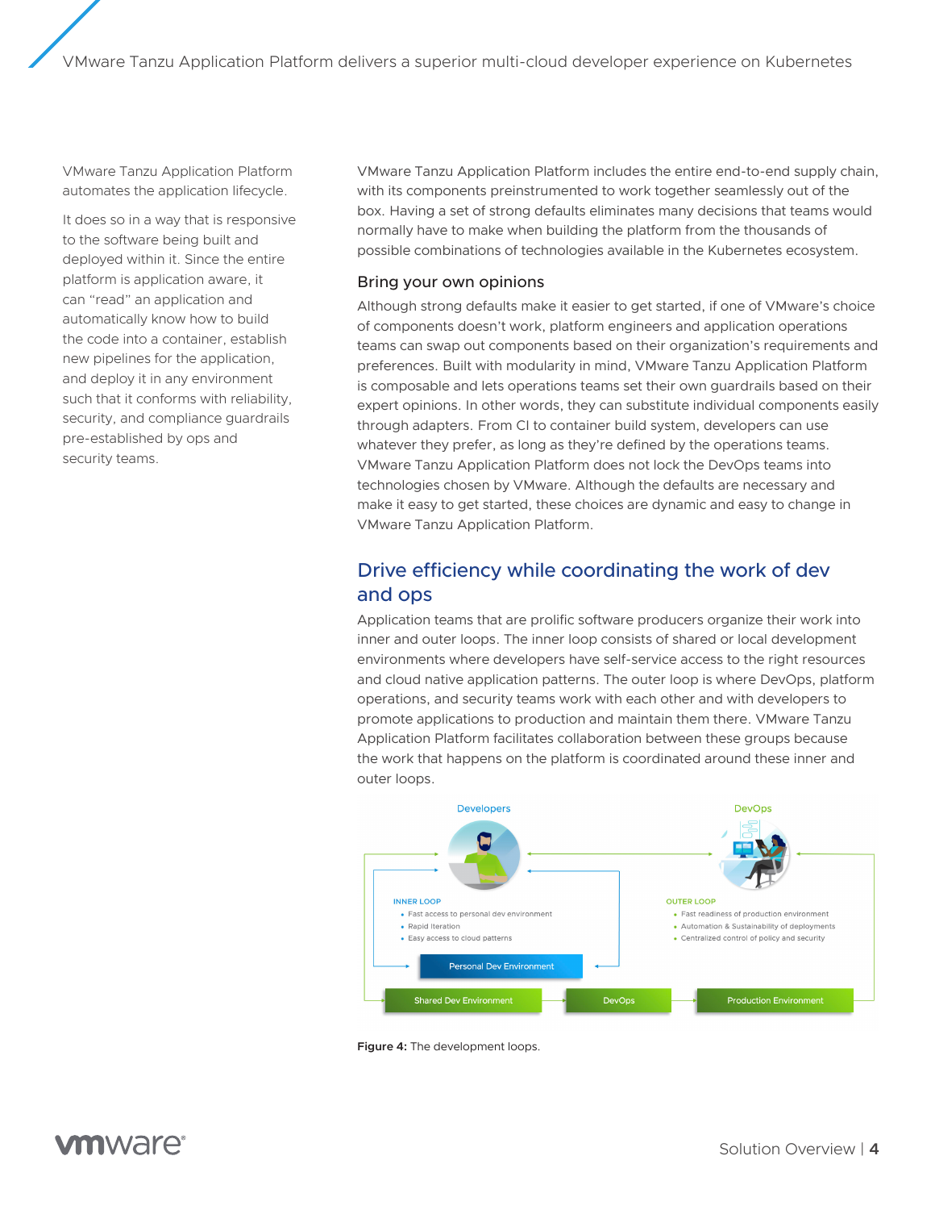VMware Tanzu Application Platform automates the application lifecycle.

It does so in a way that is responsive to the software being built and deployed within it. Since the entire platform is application aware, it can "read" an application and automatically know how to build the code into a container, establish new pipelines for the application, and deploy it in any environment such that it conforms with reliability, security, and compliance guardrails pre-established by ops and security teams.

VMware Tanzu Application Platform includes the entire end-to-end supply chain, with its components preinstrumented to work together seamlessly out of the box. Having a set of strong defaults eliminates many decisions that teams would normally have to make when building the platform from the thousands of possible combinations of technologies available in the Kubernetes ecosystem.

### Bring your own opinions

Although strong defaults make it easier to get started, if one of VMware's choice of components doesn't work, platform engineers and application operations teams can swap out components based on their organization's requirements and preferences. Built with modularity in mind, VMware Tanzu Application Platform is composable and lets operations teams set their own guardrails based on their expert opinions. In other words, they can substitute individual components easily through adapters. From CI to container build system, developers can use whatever they prefer, as long as they're defined by the operations teams. VMware Tanzu Application Platform does not lock the DevOps teams into technologies chosen by VMware. Although the defaults are necessary and make it easy to get started, these choices are dynamic and easy to change in VMware Tanzu Application Platform.

## Drive efficiency while coordinating the work of dev and ops

Application teams that are prolific software producers organize their work into inner and outer loops. The inner loop consists of shared or local development environments where developers have self-service access to the right resources and cloud native application patterns. The outer loop is where DevOps, platform operations, and security teams work with each other and with developers to promote applications to production and maintain them there. VMware Tanzu Application Platform facilitates collaboration between these groups because the work that happens on the platform is coordinated around these inner and outer loops.

Developers

DevOps

INNER LOOP
- Fast access to personal dev environment
- Rapid Iteration
- Easy access to cloud patterns

OUTER LOOP
- Fast readiness of production environment
- Automation & Sustainability of deployments
- Centralized control of policy and security

Personal Dev Environment

Shared Dev Environment → DevOps → Production Environment

**Figure 4:** The development loops.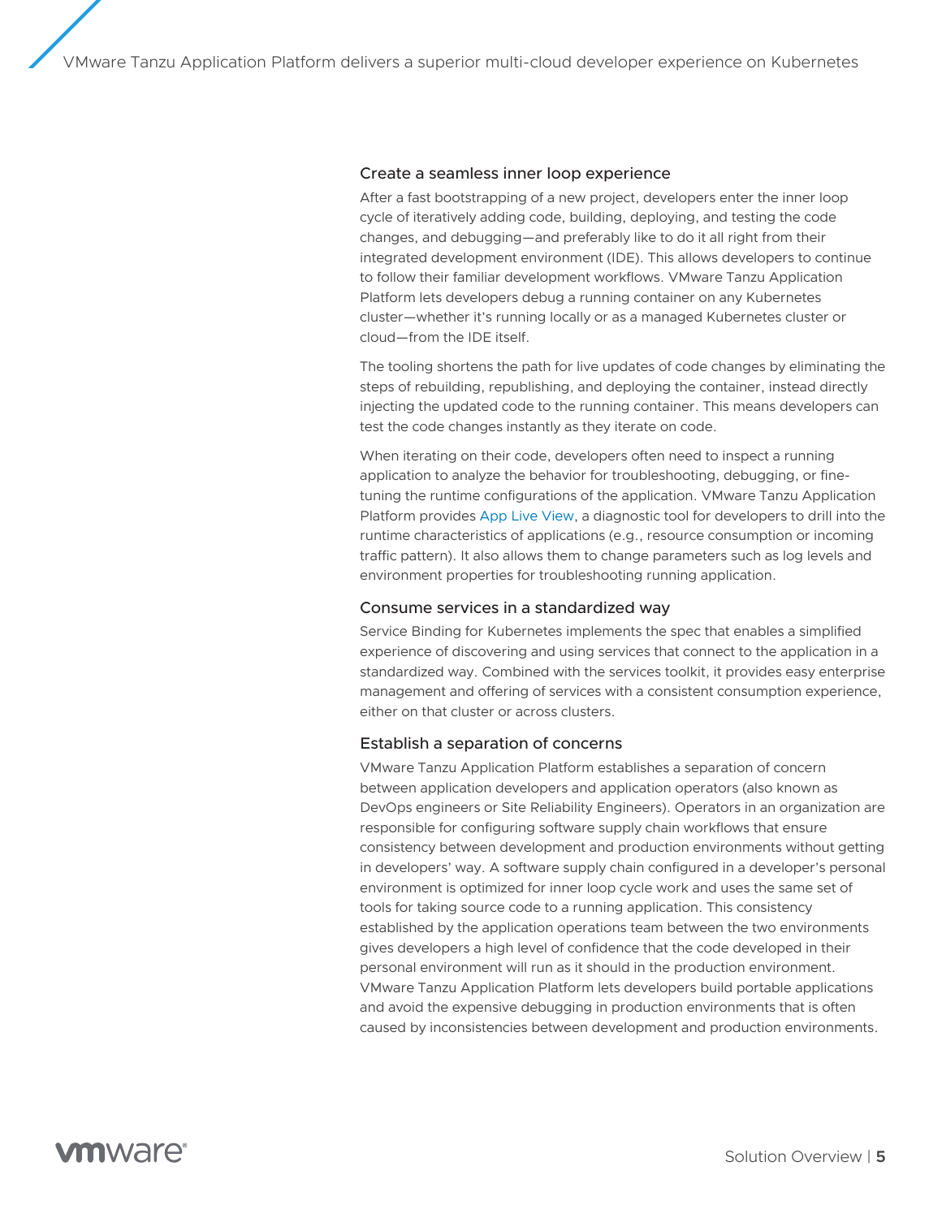### Create a seamless inner loop experience

After a fast bootstrapping of a new project, developers enter the inner loop cycle of iteratively adding code, building, deploying, and testing the code changes, and debugging—and preferably like to do it all right from their integrated development environment (IDE). This allows developers to continue to follow their familiar development workflows. VMware Tanzu Application Platform lets developers debug a running container on any Kubernetes cluster—whether it's running locally or as a managed Kubernetes cluster or cloud—from the IDE itself.

The tooling shortens the path for live updates of code changes by eliminating the steps of rebuilding, republishing, and deploying the container, instead directly injecting the updated code to the running container. This means developers can test the code changes instantly as they iterate on code.

When iterating on their code, developers often need to inspect a running application to analyze the behavior for troubleshooting, debugging, or fine-tuning the runtime configurations of the application. VMware Tanzu Application Platform provides App Live View, a diagnostic tool for developers to drill into the runtime characteristics of applications (e.g., resource consumption or incoming traffic pattern). It also allows them to change parameters such as log levels and environment properties for troubleshooting running application.

### Consume services in a standardized way

Service Binding for Kubernetes implements the spec that enables a simplified experience of discovering and using services that connect to the application in a standardized way. Combined with the services toolkit, it provides easy enterprise management and offering of services with a consistent consumption experience, either on that cluster or across clusters.

### Establish a separation of concerns

VMware Tanzu Application Platform establishes a separation of concern between application developers and application operators (also known as DevOps engineers or Site Reliability Engineers). Operators in an organization are responsible for configuring software supply chain workflows that ensure consistency between development and production environments without getting in developers' way. A software supply chain configured in a developer's personal environment is optimized for inner loop cycle work and uses the same set of tools for taking source code to a running application. This consistency established by the application operations team between the two environments gives developers a high level of confidence that the code developed in their personal environment will run as it should in the production environment. VMware Tanzu Application Platform lets developers build portable applications and avoid the expensive debugging in production environments that is often caused by inconsistencies between development and production environments.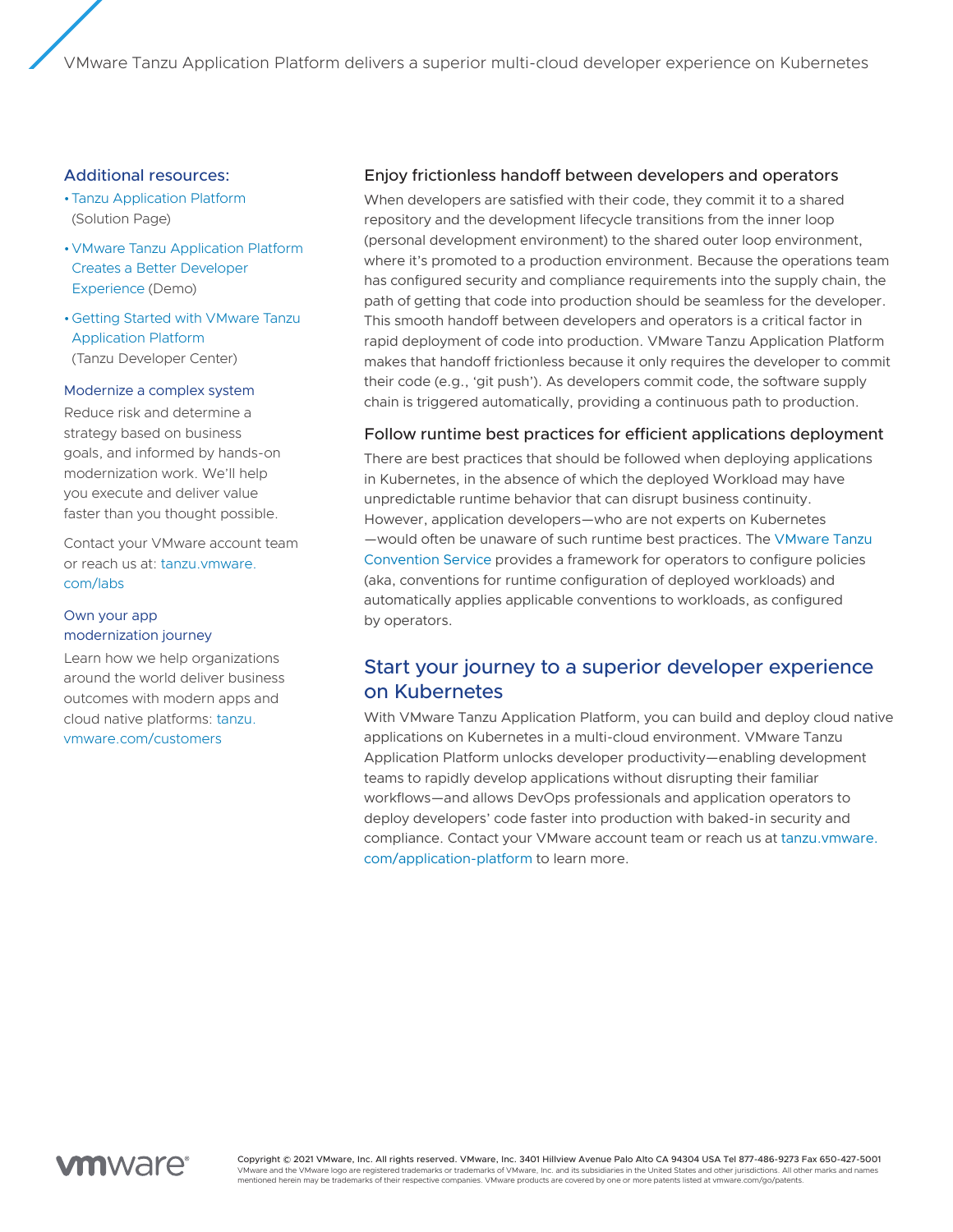## Enjoy frictionless handoff between developers and operators

When developers are satisfied with their code, they commit it to a shared repository and the development lifecycle transitions from the inner loop (personal development environment) to the shared outer loop environment, where it's promoted to a production environment. Because the operations team has configured security and compliance requirements into the supply chain, the path of getting that code into production should be seamless for the developer. This smooth handoff between developers and operators is a critical factor in rapid deployment of code into production. VMware Tanzu Application Platform makes that handoff frictionless because it only requires the developer to commit their code (e.g., 'git push'). As developers commit code, the software supply chain is triggered automatically, providing a continuous path to production.

## Follow runtime best practices for efficient applications deployment

There are best practices that should be followed when deploying applications in Kubernetes, in the absence of which the deployed Workload may have unpredictable runtime behavior that can disrupt business continuity. However, application developers—who are not experts on Kubernetes—would often be unaware of such runtime best practices. The VMware Tanzu Convention Service provides a framework for operators to configure policies (aka, conventions for runtime configuration of deployed workloads) and automatically applies applicable conventions to workloads, as configured by operators.

# Start your journey to a superior developer experience on Kubernetes

With VMware Tanzu Application Platform, you can build and deploy cloud native applications on Kubernetes in a multi-cloud environment. VMware Tanzu Application Platform unlocks developer productivity—enabling development teams to rapidly develop applications without disrupting their familiar workflows—and allows DevOps professionals and application operators to deploy developers' code faster into production with baked-in security and compliance. Contact your VMware account team or reach us at tanzu.vmware.com/application-platform to learn more.

### Additional resources:

- Tanzu Application Platform (Solution Page)
- VMware Tanzu Application Platform Creates a Better Developer Experience (Demo)
- Getting Started with VMware Tanzu Application Platform (Tanzu Developer Center)

### Modernize a complex system

Reduce risk and determine a strategy based on business goals, and informed by hands-on modernization work. We'll help you execute and deliver value faster than you thought possible.

Contact your VMware account team or reach us at: tanzu.vmware.com/labs

### Own your app modernization journey

Learn how we help organizations around the world deliver business outcomes with modern apps and cloud native platforms: tanzu.vmware.com/customers

Copyright © 2021 VMware, Inc. All rights reserved. VMware, Inc. 3401 Hillview Avenue Palo Alto CA 94304 USA Tel 877-486-9273 Fax 650-427-5001 VMware and the VMware logo are registered trademarks or trademarks of VMware, Inc. and its subsidiaries in the United States and other jurisdictions. All other marks and names mentioned herein may be trademarks of their respective companies. VMware products are covered by one or more patents listed at vmware.com/go/patents.